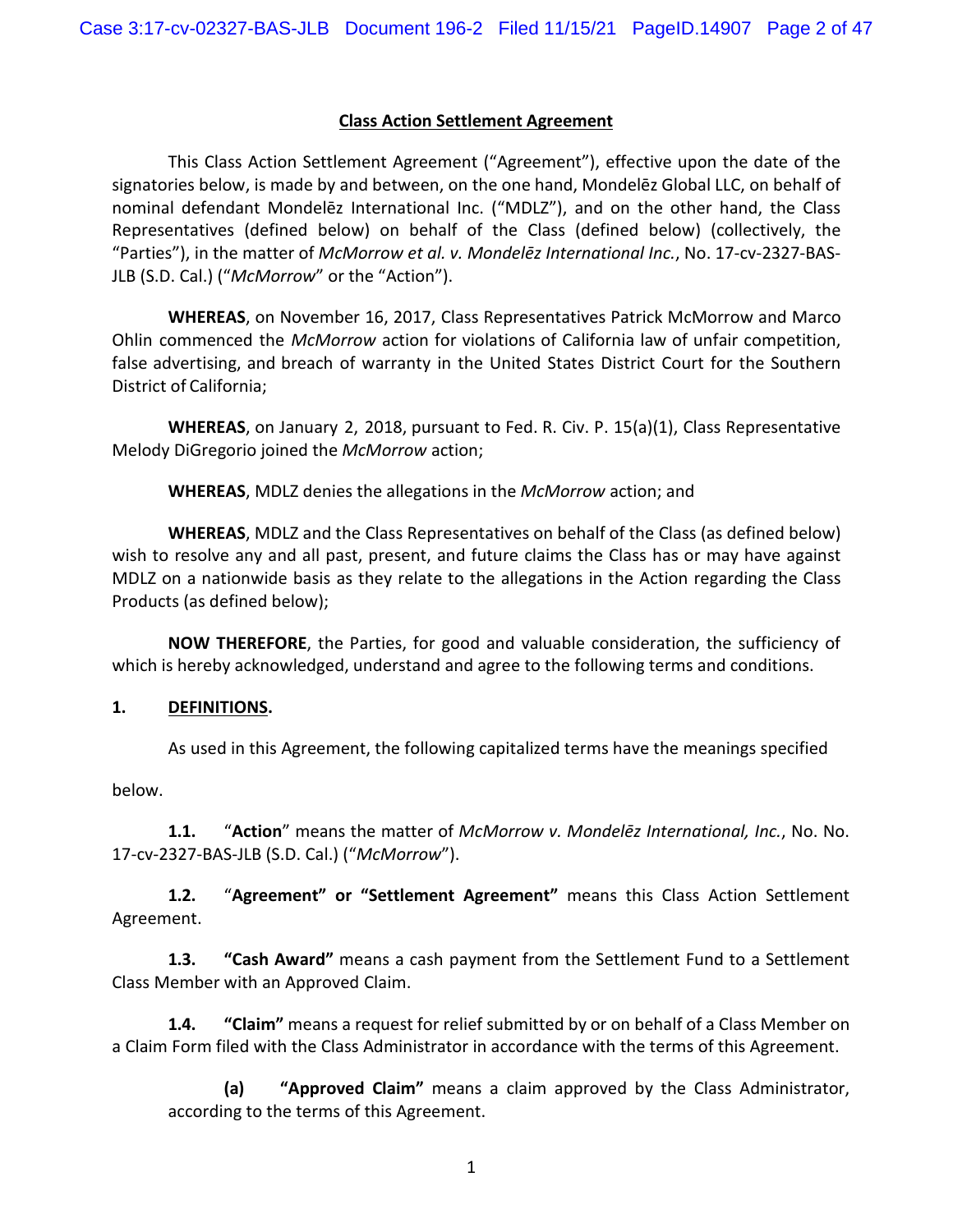## Class Action Settlement Agreement

This Class Action Settlement Agreement ("Agreement"), effective upon the date of the signatories below, is made by and between, on the one hand, Mondelēz Global LLC, on behalf of nominal defendant Mondelēz International Inc. ("MDLZ"), and on the other hand, the Class Representatives (defined below) on behalf of the Class (defined below) (collectively, the "Parties"), in the matter of *McMorrow et al. v. Mondelēz International Inc.*, No. 17-cv-2327-BAS-JLB (S.D. Cal.) ("*McMorrow*" or the "Action").

**WHEREAS**, on November 16, 2017, Class Representatives Patrick McMorrow and Marco Ohlin commenced the *McMorrow* action for violations of California law of unfair competition, false advertising, and breach of warranty in the United States District Court for the Southern District of California;

**WHEREAS**, on January 2, 2018, pursuant to Fed. R. Civ. P. 15(a)(1), Class Representative Melody DiGregorio joined the *McMorrow* action;

**WHEREAS**, MDLZ denies the allegations in the *McMorrow* action; and

**WHEREAS**, MDLZ and the Class Representatives on behalf of the Class (as defined below) wish to resolve any and all past, present, and future claims the Class has or may have against MDLZ on a nationwide basis as they relate to the allegations in the Action regarding the Class Products (as defined below);

**NOW THEREFORE**, the Parties, for good and valuable consideration, the sufficiency of which is hereby acknowledged, understand and agree to the following terms and conditions.

### 1. DEFINITIONS.

As used in this Agreement, the following capitalized terms have the meanings specified below.

**1.1.** "**Action**" means the matter of *McMorrow v. Mondelēz International, Inc.*, No. No. 17-cv-2327-BAS-JLB (S.D. Cal.) ("*McMorrow*").

**1.2.** "**Agreement" or "Settlement Agreement"** means this Class Action Settlement Agreement.

**1.3. "Cash Award"** means a cash payment from the Settlement Fund to a Settlement Class Member with an Approved Claim.

**1.4. "Claim"** means a request for relief submitted by or on behalf of a Class Member on a Claim Form filed with the Class Administrator in accordance with the terms of this Agreement.

**(a) "Approved Claim"** means a claim approved by the Class Administrator, according to the terms of this Agreement.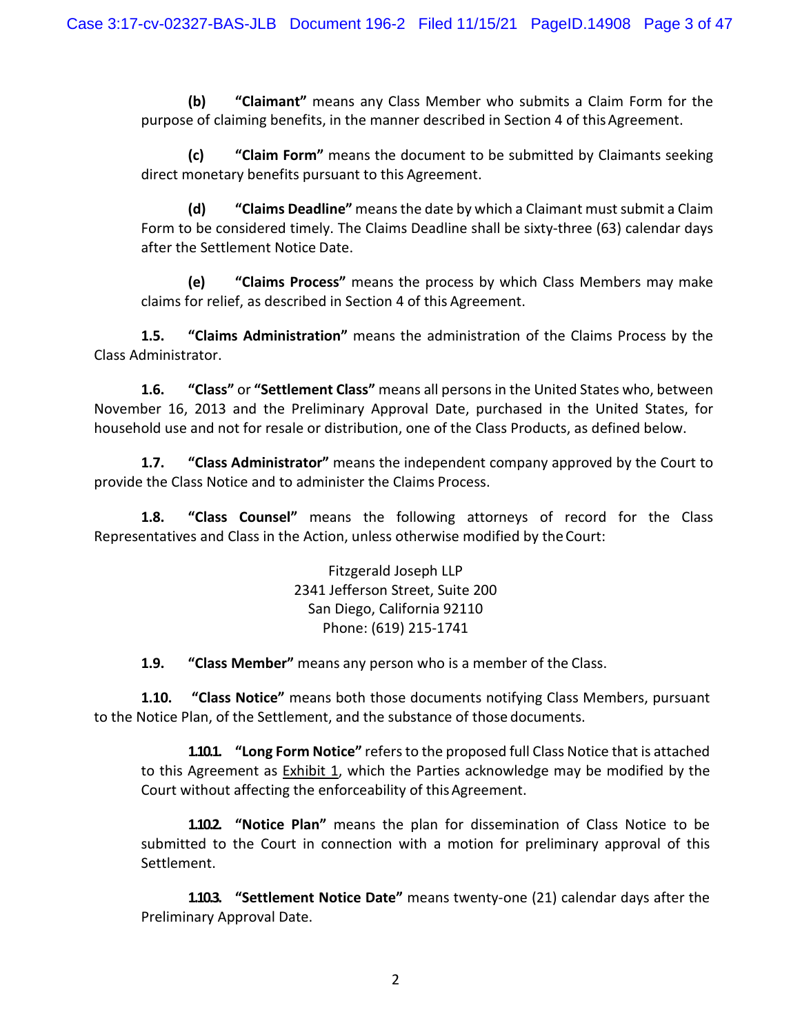**(b)** **"Claimant"** means any Class Member who submits a Claim Form for the purpose of claiming benefits, in the manner described in Section 4 of this Agreement.

**(c)** **"Claim Form"** means the document to be submitted by Claimants seeking direct monetary benefits pursuant to this Agreement.

**(d)** **"Claims Deadline"** means the date by which a Claimant must submit a Claim Form to be considered timely. The Claims Deadline shall be sixty-three (63) calendar days after the Settlement Notice Date.

**(e)** **"Claims Process"** means the process by which Class Members may make claims for relief, as described in Section 4 of this Agreement.

**1.5.** **"Claims Administration"** means the administration of the Claims Process by the Class Administrator.

**1.6.** **"Class"** or **"Settlement Class"** means all persons in the United States who, between November 16, 2013 and the Preliminary Approval Date, purchased in the United States, for household use and not for resale or distribution, one of the Class Products, as defined below.

**1.7.** **"Class Administrator"** means the independent company approved by the Court to provide the Class Notice and to administer the Claims Process.

**1.8.** **"Class Counsel"** means the following attorneys of record for the Class Representatives and Class in the Action, unless otherwise modified by the Court:

Fitzgerald Joseph LLP
2341 Jefferson Street, Suite 200
San Diego, California 92110
Phone: (619) 215-1741

**1.9.** **"Class Member"** means any person who is a member of the Class.

**1.10.** **"Class Notice"** means both those documents notifying Class Members, pursuant to the Notice Plan, of the Settlement, and the substance of those documents.

**1.10.1.** **"Long Form Notice"** refers to the proposed full Class Notice that is attached to this Agreement as Exhibit 1, which the Parties acknowledge may be modified by the Court without affecting the enforceability of this Agreement.

**1.10.2.** **"Notice Plan"** means the plan for dissemination of Class Notice to be submitted to the Court in connection with a motion for preliminary approval of this Settlement.

**1.10.3.** **"Settlement Notice Date"** means twenty-one (21) calendar days after the Preliminary Approval Date.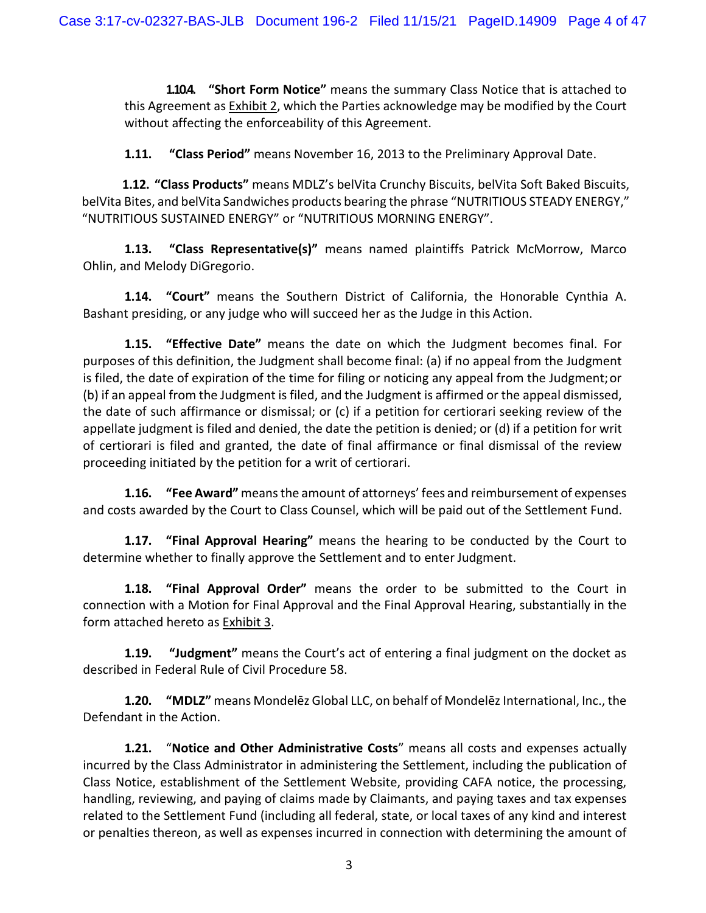**1.10.4. "Short Form Notice"** means the summary Class Notice that is attached to this Agreement as Exhibit 2, which the Parties acknowledge may be modified by the Court without affecting the enforceability of this Agreement.

**1.11. "Class Period"** means November 16, 2013 to the Preliminary Approval Date.

**1.12. "Class Products"** means MDLZ's belVita Crunchy Biscuits, belVita Soft Baked Biscuits, belVita Bites, and belVita Sandwiches products bearing the phrase "NUTRITIOUS STEADY ENERGY," "NUTRITIOUS SUSTAINED ENERGY" or "NUTRITIOUS MORNING ENERGY".

**1.13. "Class Representative(s)"** means named plaintiffs Patrick McMorrow, Marco Ohlin, and Melody DiGregorio.

**1.14. "Court"** means the Southern District of California, the Honorable Cynthia A. Bashant presiding, or any judge who will succeed her as the Judge in this Action.

**1.15. "Effective Date"** means the date on which the Judgment becomes final. For purposes of this definition, the Judgment shall become final: (a) if no appeal from the Judgment is filed, the date of expiration of the time for filing or noticing any appeal from the Judgment; or (b) if an appeal from the Judgment is filed, and the Judgment is affirmed or the appeal dismissed, the date of such affirmance or dismissal; or (c) if a petition for certiorari seeking review of the appellate judgment is filed and denied, the date the petition is denied; or (d) if a petition for writ of certiorari is filed and granted, the date of final affirmance or final dismissal of the review proceeding initiated by the petition for a writ of certiorari.

**1.16. "Fee Award"** means the amount of attorneys' fees and reimbursement of expenses and costs awarded by the Court to Class Counsel, which will be paid out of the Settlement Fund.

**1.17. "Final Approval Hearing"** means the hearing to be conducted by the Court to determine whether to finally approve the Settlement and to enter Judgment.

**1.18. "Final Approval Order"** means the order to be submitted to the Court in connection with a Motion for Final Approval and the Final Approval Hearing, substantially in the form attached hereto as Exhibit 3.

**1.19. "Judgment"** means the Court's act of entering a final judgment on the docket as described in Federal Rule of Civil Procedure 58.

**1.20. "MDLZ"** means Mondelēz Global LLC, on behalf of Mondelēz International, Inc., the Defendant in the Action.

**1.21. "Notice and Other Administrative Costs"** means all costs and expenses actually incurred by the Class Administrator in administering the Settlement, including the publication of Class Notice, establishment of the Settlement Website, providing CAFA notice, the processing, handling, reviewing, and paying of claims made by Claimants, and paying taxes and tax expenses related to the Settlement Fund (including all federal, state, or local taxes of any kind and interest or penalties thereon, as well as expenses incurred in connection with determining the amount of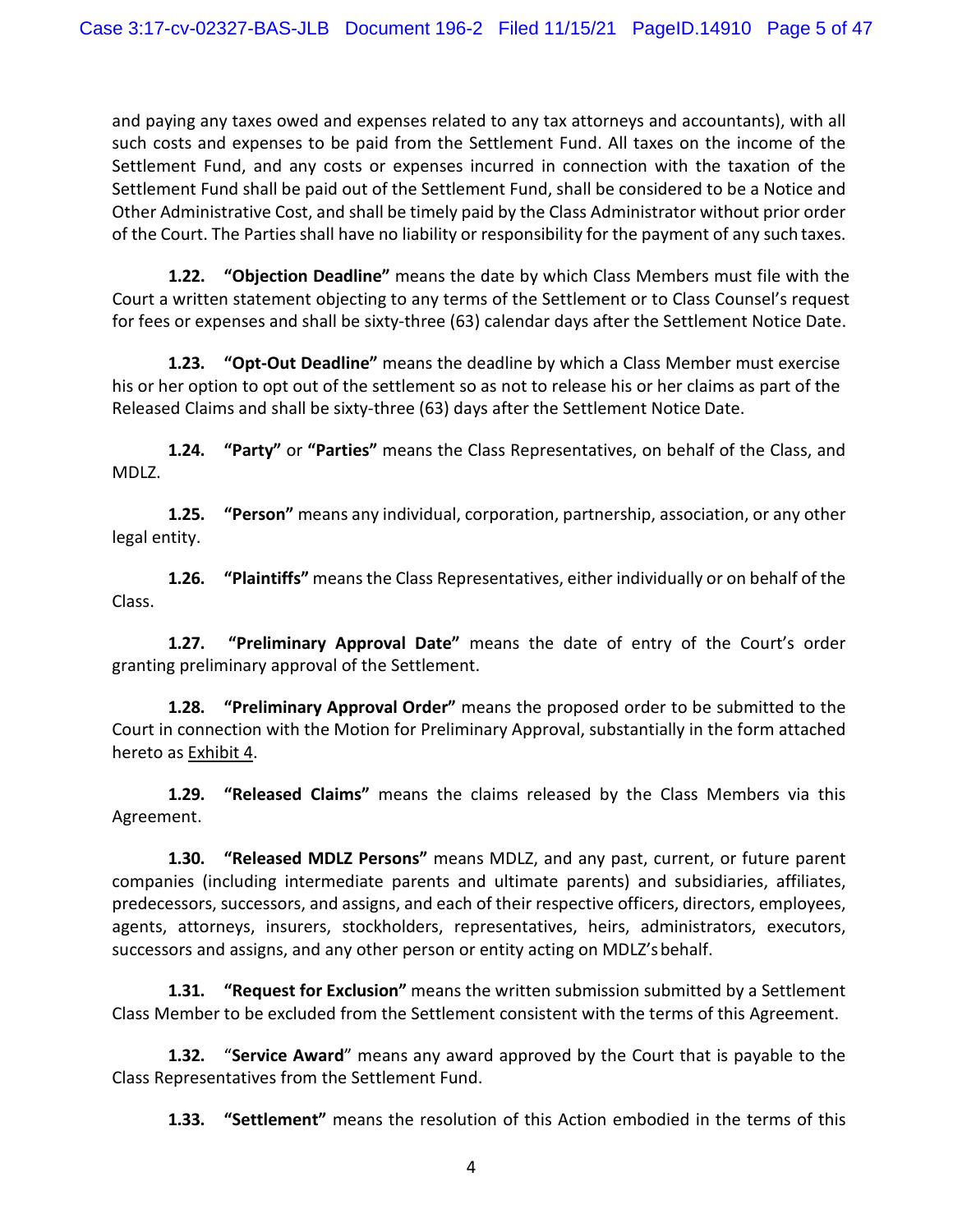and paying any taxes owed and expenses related to any tax attorneys and accountants), with all such costs and expenses to be paid from the Settlement Fund. All taxes on the income of the Settlement Fund, and any costs or expenses incurred in connection with the taxation of the Settlement Fund shall be paid out of the Settlement Fund, shall be considered to be a Notice and Other Administrative Cost, and shall be timely paid by the Class Administrator without prior order of the Court. The Parties shall have no liability or responsibility for the payment of any such taxes.

**1.22. "Objection Deadline"** means the date by which Class Members must file with the Court a written statement objecting to any terms of the Settlement or to Class Counsel's request for fees or expenses and shall be sixty-three (63) calendar days after the Settlement Notice Date.

**1.23. "Opt-Out Deadline"** means the deadline by which a Class Member must exercise his or her option to opt out of the settlement so as not to release his or her claims as part of the Released Claims and shall be sixty-three (63) days after the Settlement Notice Date.

**1.24. "Party"** or **"Parties"** means the Class Representatives, on behalf of the Class, and MDLZ.

**1.25. "Person"** means any individual, corporation, partnership, association, or any other legal entity.

**1.26. "Plaintiffs"** means the Class Representatives, either individually or on behalf of the Class.

**1.27. "Preliminary Approval Date"** means the date of entry of the Court's order granting preliminary approval of the Settlement.

**1.28. "Preliminary Approval Order"** means the proposed order to be submitted to the Court in connection with the Motion for Preliminary Approval, substantially in the form attached hereto as Exhibit 4.

**1.29. "Released Claims"** means the claims released by the Class Members via this Agreement.

**1.30. "Released MDLZ Persons"** means MDLZ, and any past, current, or future parent companies (including intermediate parents and ultimate parents) and subsidiaries, affiliates, predecessors, successors, and assigns, and each of their respective officers, directors, employees, agents, attorneys, insurers, stockholders, representatives, heirs, administrators, executors, successors and assigns, and any other person or entity acting on MDLZ's behalf.

**1.31. "Request for Exclusion"** means the written submission submitted by a Settlement Class Member to be excluded from the Settlement consistent with the terms of this Agreement.

**1.32. "Service Award"** means any award approved by the Court that is payable to the Class Representatives from the Settlement Fund.

**1.33. "Settlement"** means the resolution of this Action embodied in the terms of this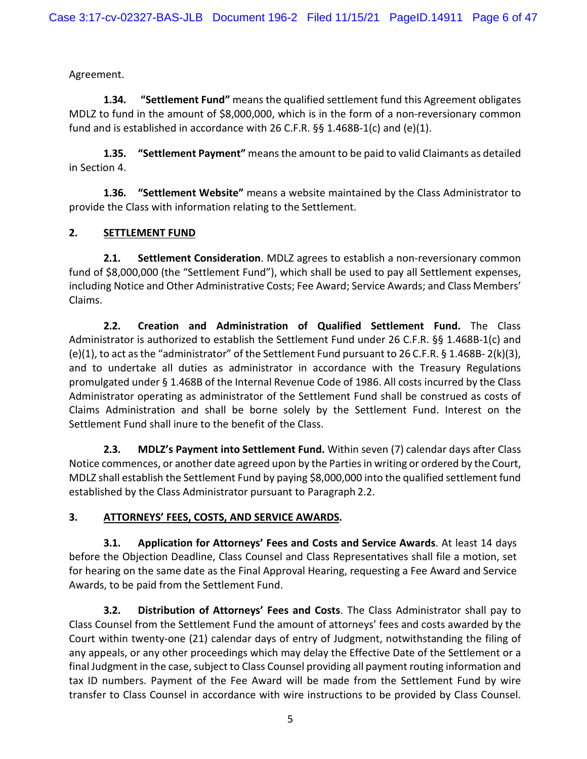Agreement.

**1.34. "Settlement Fund"** means the qualified settlement fund this Agreement obligates MDLZ to fund in the amount of $8,000,000, which is in the form of a non-reversionary common fund and is established in accordance with 26 C.F.R. §§ 1.468B-1(c) and (e)(1).

**1.35. "Settlement Payment"** means the amount to be paid to valid Claimants as detailed in Section 4.

**1.36. "Settlement Website"** means a website maintained by the Class Administrator to provide the Class with information relating to the Settlement.

## 2. SETTLEMENT FUND

**2.1. Settlement Consideration**. MDLZ agrees to establish a non-reversionary common fund of $8,000,000 (the "Settlement Fund"), which shall be used to pay all Settlement expenses, including Notice and Other Administrative Costs; Fee Award; Service Awards; and Class Members' Claims.

**2.2. Creation and Administration of Qualified Settlement Fund.** The Class Administrator is authorized to establish the Settlement Fund under 26 C.F.R. §§ 1.468B-1(c) and (e)(1), to act as the "administrator" of the Settlement Fund pursuant to 26 C.F.R. § 1.468B- 2(k)(3), and to undertake all duties as administrator in accordance with the Treasury Regulations promulgated under § 1.468B of the Internal Revenue Code of 1986. All costs incurred by the Class Administrator operating as administrator of the Settlement Fund shall be construed as costs of Claims Administration and shall be borne solely by the Settlement Fund. Interest on the Settlement Fund shall inure to the benefit of the Class.

**2.3. MDLZ's Payment into Settlement Fund.** Within seven (7) calendar days after Class Notice commences, or another date agreed upon by the Parties in writing or ordered by the Court, MDLZ shall establish the Settlement Fund by paying $8,000,000 into the qualified settlement fund established by the Class Administrator pursuant to Paragraph 2.2.

## 3. ATTORNEYS' FEES, COSTS, AND SERVICE AWARDS.

**3.1. Application for Attorneys' Fees and Costs and Service Awards**. At least 14 days before the Objection Deadline, Class Counsel and Class Representatives shall file a motion, set for hearing on the same date as the Final Approval Hearing, requesting a Fee Award and Service Awards, to be paid from the Settlement Fund.

**3.2. Distribution of Attorneys' Fees and Costs**. The Class Administrator shall pay to Class Counsel from the Settlement Fund the amount of attorneys' fees and costs awarded by the Court within twenty-one (21) calendar days of entry of Judgment, notwithstanding the filing of any appeals, or any other proceedings which may delay the Effective Date of the Settlement or a final Judgment in the case, subject to Class Counsel providing all payment routing information and tax ID numbers. Payment of the Fee Award will be made from the Settlement Fund by wire transfer to Class Counsel in accordance with wire instructions to be provided by Class Counsel.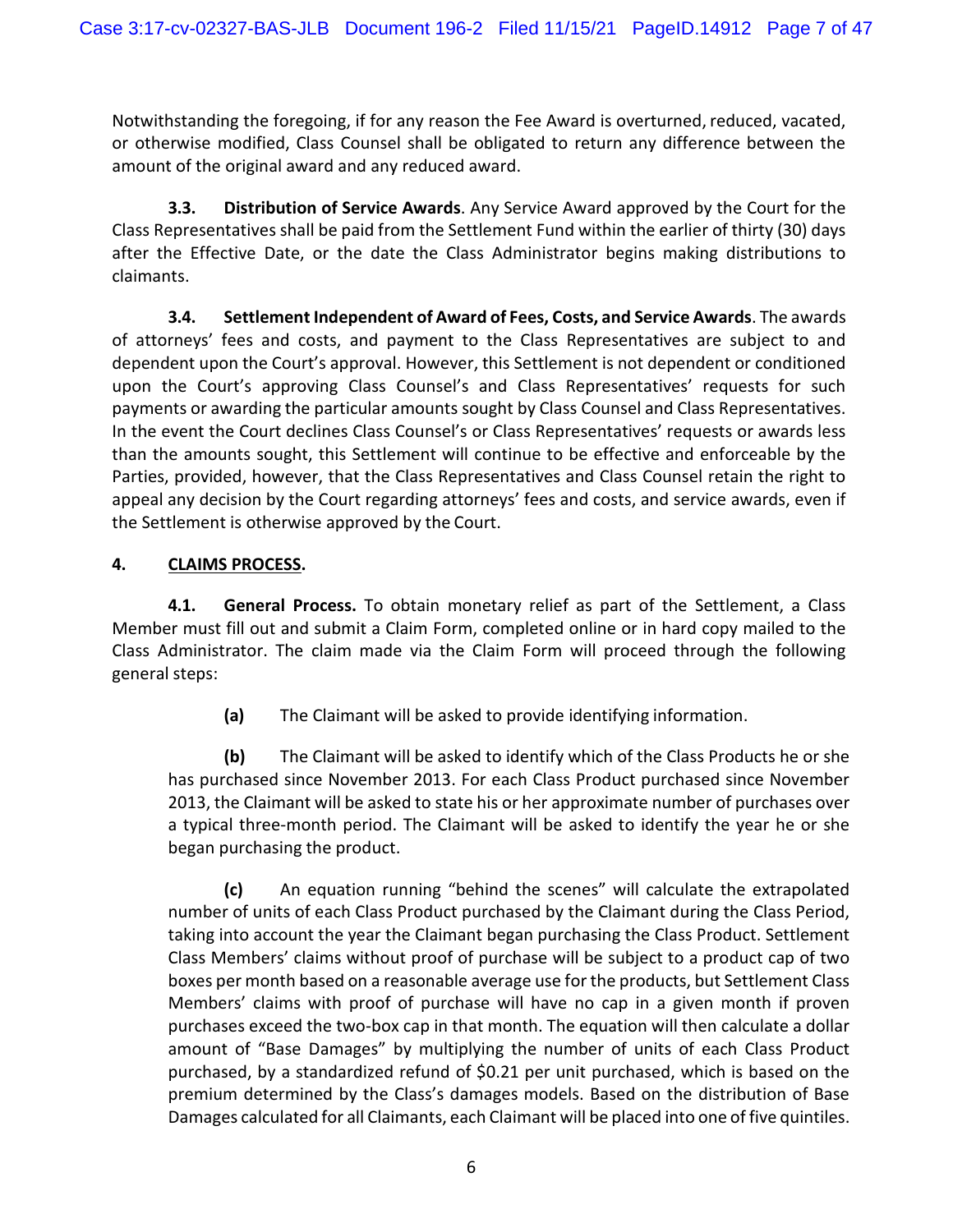Notwithstanding the foregoing, if for any reason the Fee Award is overturned, reduced, vacated, or otherwise modified, Class Counsel shall be obligated to return any difference between the amount of the original award and any reduced award.

**3.3. Distribution of Service Awards**. Any Service Award approved by the Court for the Class Representatives shall be paid from the Settlement Fund within the earlier of thirty (30) days after the Effective Date, or the date the Class Administrator begins making distributions to claimants.

**3.4. Settlement Independent of Award of Fees, Costs, and Service Awards**. The awards of attorneys' fees and costs, and payment to the Class Representatives are subject to and dependent upon the Court's approval. However, this Settlement is not dependent or conditioned upon the Court's approving Class Counsel's and Class Representatives' requests for such payments or awarding the particular amounts sought by Class Counsel and Class Representatives. In the event the Court declines Class Counsel's or Class Representatives' requests or awards less than the amounts sought, this Settlement will continue to be effective and enforceable by the Parties, provided, however, that the Class Representatives and Class Counsel retain the right to appeal any decision by the Court regarding attorneys' fees and costs, and service awards, even if the Settlement is otherwise approved by the Court.

## 4. CLAIMS PROCESS.

**4.1. General Process.** To obtain monetary relief as part of the Settlement, a Class Member must fill out and submit a Claim Form, completed online or in hard copy mailed to the Class Administrator. The claim made via the Claim Form will proceed through the following general steps:

**(a)** The Claimant will be asked to provide identifying information.

**(b)** The Claimant will be asked to identify which of the Class Products he or she has purchased since November 2013. For each Class Product purchased since November 2013, the Claimant will be asked to state his or her approximate number of purchases over a typical three-month period. The Claimant will be asked to identify the year he or she began purchasing the product.

**(c)** An equation running "behind the scenes" will calculate the extrapolated number of units of each Class Product purchased by the Claimant during the Class Period, taking into account the year the Claimant began purchasing the Class Product. Settlement Class Members' claims without proof of purchase will be subject to a product cap of two boxes per month based on a reasonable average use for the products, but Settlement Class Members' claims with proof of purchase will have no cap in a given month if proven purchases exceed the two-box cap in that month. The equation will then calculate a dollar amount of "Base Damages" by multiplying the number of units of each Class Product purchased, by a standardized refund of $0.21 per unit purchased, which is based on the premium determined by the Class's damages models. Based on the distribution of Base Damages calculated for all Claimants, each Claimant will be placed into one of five quintiles.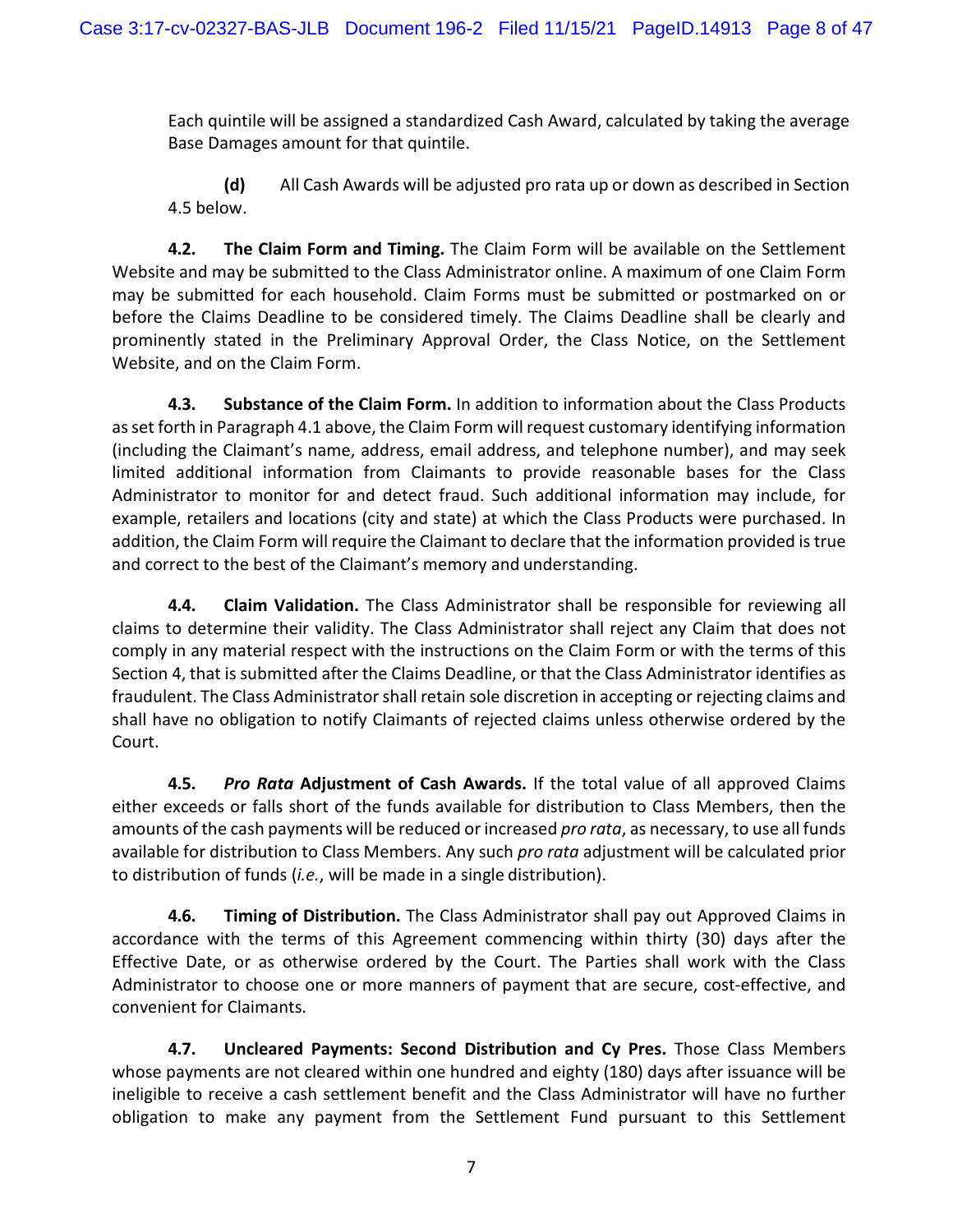Each quintile will be assigned a standardized Cash Award, calculated by taking the average Base Damages amount for that quintile.

**(d)** All Cash Awards will be adjusted pro rata up or down as described in Section 4.5 below.

**4.2. The Claim Form and Timing.** The Claim Form will be available on the Settlement Website and may be submitted to the Class Administrator online. A maximum of one Claim Form may be submitted for each household. Claim Forms must be submitted or postmarked on or before the Claims Deadline to be considered timely. The Claims Deadline shall be clearly and prominently stated in the Preliminary Approval Order, the Class Notice, on the Settlement Website, and on the Claim Form.

**4.3. Substance of the Claim Form.** In addition to information about the Class Products as set forth in Paragraph 4.1 above, the Claim Form will request customary identifying information (including the Claimant's name, address, email address, and telephone number), and may seek limited additional information from Claimants to provide reasonable bases for the Class Administrator to monitor for and detect fraud. Such additional information may include, for example, retailers and locations (city and state) at which the Class Products were purchased. In addition, the Claim Form will require the Claimant to declare that the information provided is true and correct to the best of the Claimant's memory and understanding.

**4.4. Claim Validation.** The Class Administrator shall be responsible for reviewing all claims to determine their validity. The Class Administrator shall reject any Claim that does not comply in any material respect with the instructions on the Claim Form or with the terms of this Section 4, that is submitted after the Claims Deadline, or that the Class Administrator identifies as fraudulent. The Class Administrator shall retain sole discretion in accepting or rejecting claims and shall have no obligation to notify Claimants of rejected claims unless otherwise ordered by the Court.

**4.5. *Pro Rata* Adjustment of Cash Awards.** If the total value of all approved Claims either exceeds or falls short of the funds available for distribution to Class Members, then the amounts of the cash payments will be reduced or increased *pro rata*, as necessary, to use all funds available for distribution to Class Members. Any such *pro rata* adjustment will be calculated prior to distribution of funds (*i.e.*, will be made in a single distribution).

**4.6. Timing of Distribution.** The Class Administrator shall pay out Approved Claims in accordance with the terms of this Agreement commencing within thirty (30) days after the Effective Date, or as otherwise ordered by the Court. The Parties shall work with the Class Administrator to choose one or more manners of payment that are secure, cost-effective, and convenient for Claimants.

**4.7. Uncleared Payments: Second Distribution and Cy Pres.** Those Class Members whose payments are not cleared within one hundred and eighty (180) days after issuance will be ineligible to receive a cash settlement benefit and the Class Administrator will have no further obligation to make any payment from the Settlement Fund pursuant to this Settlement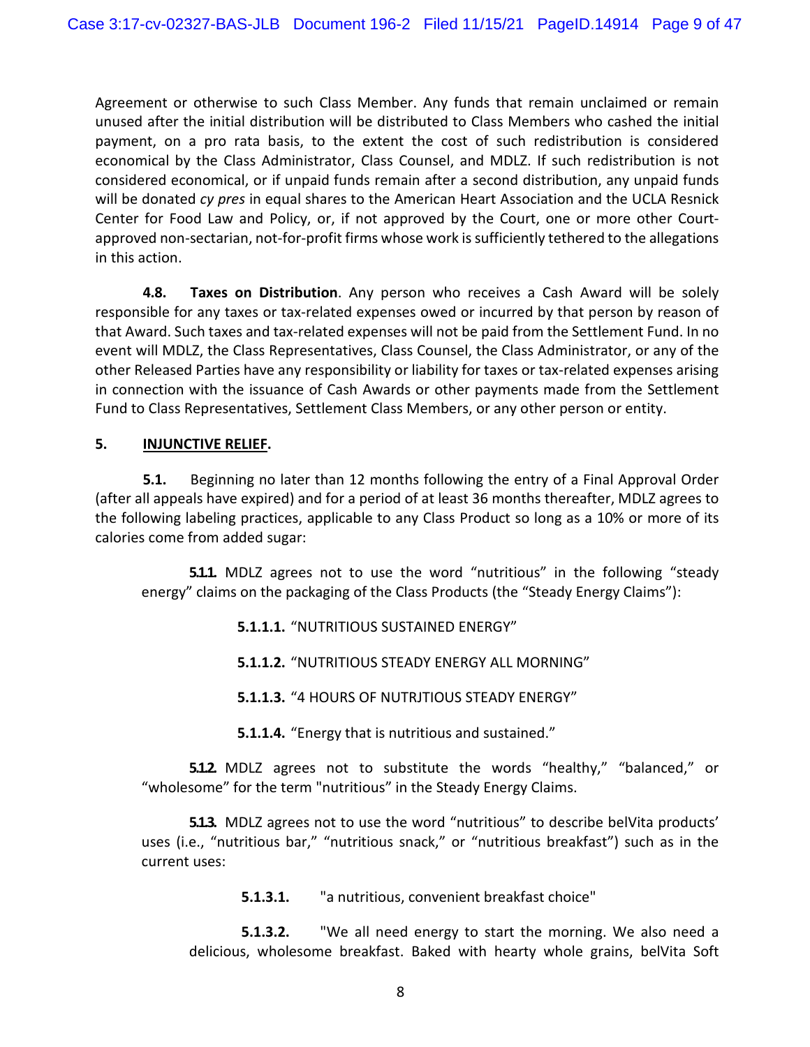Agreement or otherwise to such Class Member. Any funds that remain unclaimed or remain unused after the initial distribution will be distributed to Class Members who cashed the initial payment, on a pro rata basis, to the extent the cost of such redistribution is considered economical by the Class Administrator, Class Counsel, and MDLZ. If such redistribution is not considered economical, or if unpaid funds remain after a second distribution, any unpaid funds will be donated *cy pres* in equal shares to the American Heart Association and the UCLA Resnick Center for Food Law and Policy, or, if not approved by the Court, one or more other Court-approved non-sectarian, not-for-profit firms whose work is sufficiently tethered to the allegations in this action.

**4.8. Taxes on Distribution**. Any person who receives a Cash Award will be solely responsible for any taxes or tax-related expenses owed or incurred by that person by reason of that Award. Such taxes and tax-related expenses will not be paid from the Settlement Fund. In no event will MDLZ, the Class Representatives, Class Counsel, the Class Administrator, or any of the other Released Parties have any responsibility or liability for taxes or tax-related expenses arising in connection with the issuance of Cash Awards or other payments made from the Settlement Fund to Class Representatives, Settlement Class Members, or any other person or entity.

## 5. INJUNCTIVE RELIEF.

**5.1.** Beginning no later than 12 months following the entry of a Final Approval Order (after all appeals have expired) and for a period of at least 36 months thereafter, MDLZ agrees to the following labeling practices, applicable to any Class Product so long as a 10% or more of its calories come from added sugar:

**5.1.1.** MDLZ agrees not to use the word "nutritious" in the following "steady energy" claims on the packaging of the Class Products (the "Steady Energy Claims"):

**5.1.1.1.** "NUTRITIOUS SUSTAINED ENERGY"

**5.1.1.2.** "NUTRITIOUS STEADY ENERGY ALL MORNING"

**5.1.1.3.** "4 HOURS OF NUTRJTIOUS STEADY ENERGY"

**5.1.1.4.** "Energy that is nutritious and sustained."

**5.1.2.** MDLZ agrees not to substitute the words "healthy," "balanced," or "wholesome" for the term "nutritious" in the Steady Energy Claims.

**5.1.3.** MDLZ agrees not to use the word "nutritious" to describe belVita products' uses (i.e., "nutritious bar," "nutritious snack," or "nutritious breakfast") such as in the current uses:

**5.1.3.1.** "a nutritious, convenient breakfast choice"

**5.1.3.2.** "We all need energy to start the morning. We also need a delicious, wholesome breakfast. Baked with hearty whole grains, belVita Soft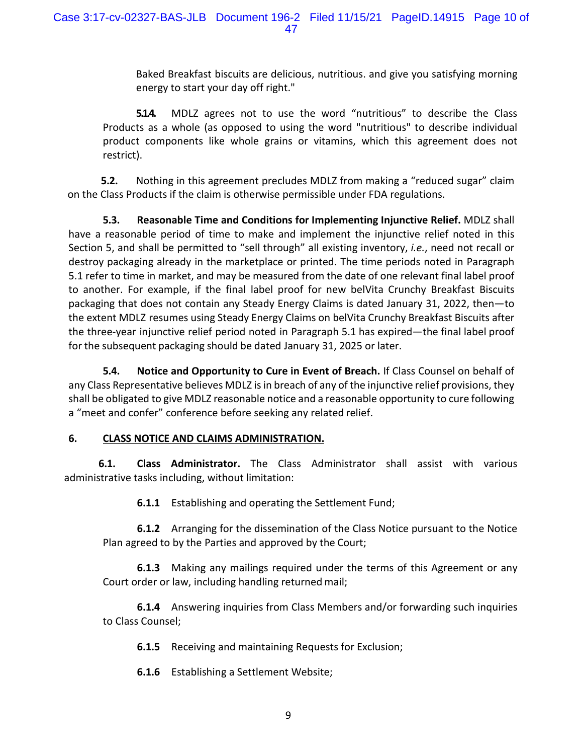Baked Breakfast biscuits are delicious, nutritious. and give you satisfying morning energy to start your day off right."

**5.1.4.** MDLZ agrees not to use the word "nutritious" to describe the Class Products as a whole (as opposed to using the word "nutritious" to describe individual product components like whole grains or vitamins, which this agreement does not restrict).

**5.2.** Nothing in this agreement precludes MDLZ from making a "reduced sugar" claim on the Class Products if the claim is otherwise permissible under FDA regulations.

**5.3. Reasonable Time and Conditions for Implementing Injunctive Relief.** MDLZ shall have a reasonable period of time to make and implement the injunctive relief noted in this Section 5, and shall be permitted to "sell through" all existing inventory, *i.e.*, need not recall or destroy packaging already in the marketplace or printed. The time periods noted in Paragraph 5.1 refer to time in market, and may be measured from the date of one relevant final label proof to another. For example, if the final label proof for new belVita Crunchy Breakfast Biscuits packaging that does not contain any Steady Energy Claims is dated January 31, 2022, then—to the extent MDLZ resumes using Steady Energy Claims on belVita Crunchy Breakfast Biscuits after the three-year injunctive relief period noted in Paragraph 5.1 has expired—the final label proof for the subsequent packaging should be dated January 31, 2025 or later.

**5.4. Notice and Opportunity to Cure in Event of Breach.** If Class Counsel on behalf of any Class Representative believes MDLZ is in breach of any of the injunctive relief provisions, they shall be obligated to give MDLZ reasonable notice and a reasonable opportunity to cure following a "meet and confer" conference before seeking any related relief.

## 6. CLASS NOTICE AND CLAIMS ADMINISTRATION.

**6.1. Class Administrator.** The Class Administrator shall assist with various administrative tasks including, without limitation:

**6.1.1** Establishing and operating the Settlement Fund;

**6.1.2** Arranging for the dissemination of the Class Notice pursuant to the Notice Plan agreed to by the Parties and approved by the Court;

**6.1.3** Making any mailings required under the terms of this Agreement or any Court order or law, including handling returned mail;

**6.1.4** Answering inquiries from Class Members and/or forwarding such inquiries to Class Counsel;

**6.1.5** Receiving and maintaining Requests for Exclusion;

**6.1.6** Establishing a Settlement Website;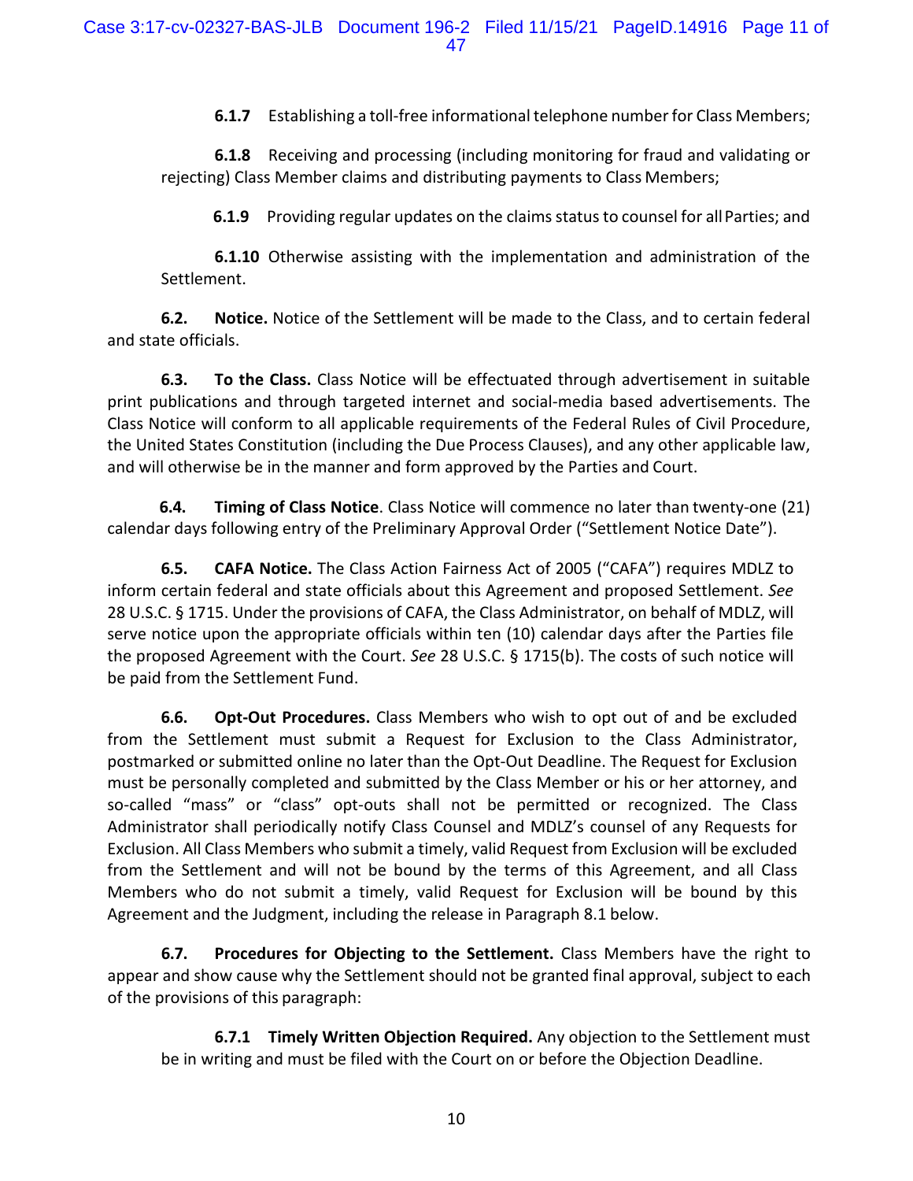**6.1.7** Establishing a toll-free informational telephone number for Class Members;

**6.1.8** Receiving and processing (including monitoring for fraud and validating or rejecting) Class Member claims and distributing payments to Class Members;

**6.1.9** Providing regular updates on the claims status to counsel for all Parties; and

**6.1.10** Otherwise assisting with the implementation and administration of the Settlement.

**6.2. Notice.** Notice of the Settlement will be made to the Class, and to certain federal and state officials.

**6.3. To the Class.** Class Notice will be effectuated through advertisement in suitable print publications and through targeted internet and social-media based advertisements. The Class Notice will conform to all applicable requirements of the Federal Rules of Civil Procedure, the United States Constitution (including the Due Process Clauses), and any other applicable law, and will otherwise be in the manner and form approved by the Parties and Court.

**6.4. Timing of Class Notice**. Class Notice will commence no later than twenty-one (21) calendar days following entry of the Preliminary Approval Order ("Settlement Notice Date").

**6.5. CAFA Notice.** The Class Action Fairness Act of 2005 ("CAFA") requires MDLZ to inform certain federal and state officials about this Agreement and proposed Settlement. *See* 28 U.S.C. § 1715. Under the provisions of CAFA, the Class Administrator, on behalf of MDLZ, will serve notice upon the appropriate officials within ten (10) calendar days after the Parties file the proposed Agreement with the Court. *See* 28 U.S.C. § 1715(b). The costs of such notice will be paid from the Settlement Fund.

**6.6. Opt-Out Procedures.** Class Members who wish to opt out of and be excluded from the Settlement must submit a Request for Exclusion to the Class Administrator, postmarked or submitted online no later than the Opt-Out Deadline. The Request for Exclusion must be personally completed and submitted by the Class Member or his or her attorney, and so-called "mass" or "class" opt-outs shall not be permitted or recognized. The Class Administrator shall periodically notify Class Counsel and MDLZ's counsel of any Requests for Exclusion. All Class Members who submit a timely, valid Request from Exclusion will be excluded from the Settlement and will not be bound by the terms of this Agreement, and all Class Members who do not submit a timely, valid Request for Exclusion will be bound by this Agreement and the Judgment, including the release in Paragraph 8.1 below.

**6.7. Procedures for Objecting to the Settlement.** Class Members have the right to appear and show cause why the Settlement should not be granted final approval, subject to each of the provisions of this paragraph:

**6.7.1 Timely Written Objection Required.** Any objection to the Settlement must be in writing and must be filed with the Court on or before the Objection Deadline.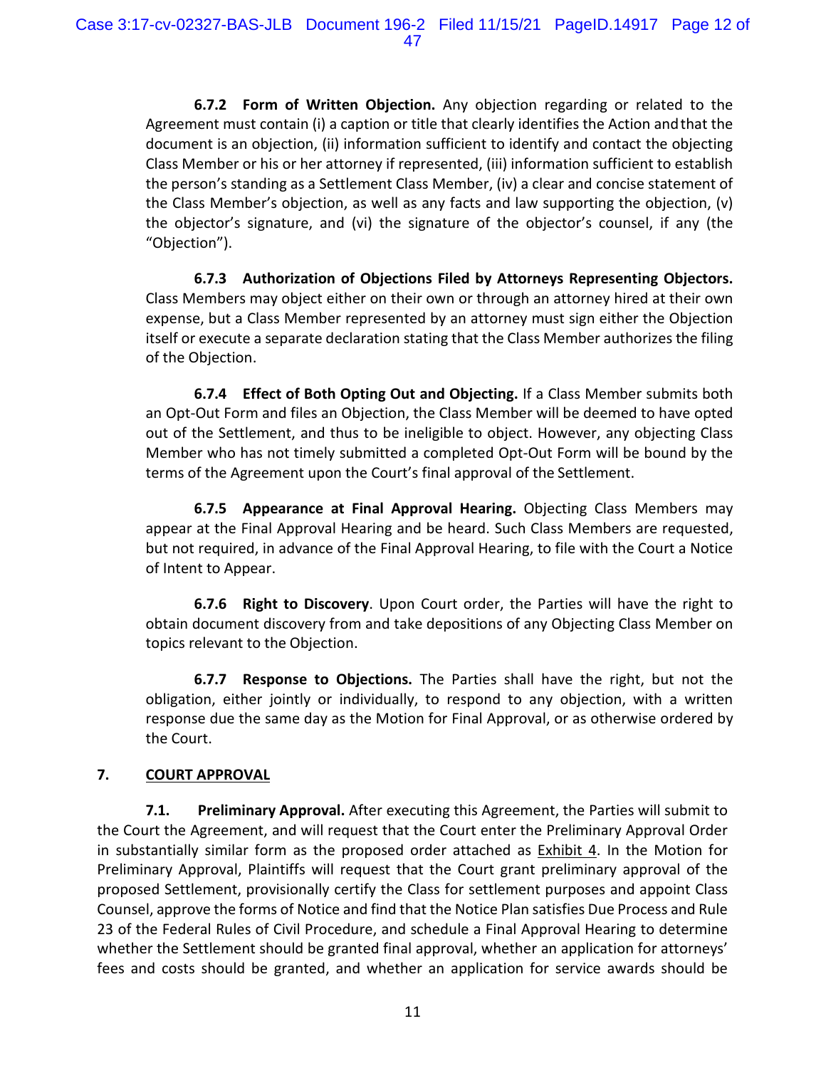**6.7.2 Form of Written Objection.** Any objection regarding or related to the Agreement must contain (i) a caption or title that clearly identifies the Action and that the document is an objection, (ii) information sufficient to identify and contact the objecting Class Member or his or her attorney if represented, (iii) information sufficient to establish the person's standing as a Settlement Class Member, (iv) a clear and concise statement of the Class Member's objection, as well as any facts and law supporting the objection, (v) the objector's signature, and (vi) the signature of the objector's counsel, if any (the "Objection").

**6.7.3 Authorization of Objections Filed by Attorneys Representing Objectors.** Class Members may object either on their own or through an attorney hired at their own expense, but a Class Member represented by an attorney must sign either the Objection itself or execute a separate declaration stating that the Class Member authorizes the filing of the Objection.

**6.7.4 Effect of Both Opting Out and Objecting.** If a Class Member submits both an Opt-Out Form and files an Objection, the Class Member will be deemed to have opted out of the Settlement, and thus to be ineligible to object. However, any objecting Class Member who has not timely submitted a completed Opt-Out Form will be bound by the terms of the Agreement upon the Court's final approval of the Settlement.

**6.7.5 Appearance at Final Approval Hearing.** Objecting Class Members may appear at the Final Approval Hearing and be heard. Such Class Members are requested, but not required, in advance of the Final Approval Hearing, to file with the Court a Notice of Intent to Appear.

**6.7.6 Right to Discovery**. Upon Court order, the Parties will have the right to obtain document discovery from and take depositions of any Objecting Class Member on topics relevant to the Objection.

**6.7.7 Response to Objections.** The Parties shall have the right, but not the obligation, either jointly or individually, to respond to any objection, with a written response due the same day as the Motion for Final Approval, or as otherwise ordered by the Court.

**7. COURT APPROVAL**

**7.1. Preliminary Approval.** After executing this Agreement, the Parties will submit to the Court the Agreement, and will request that the Court enter the Preliminary Approval Order in substantially similar form as the proposed order attached as Exhibit 4. In the Motion for Preliminary Approval, Plaintiffs will request that the Court grant preliminary approval of the proposed Settlement, provisionally certify the Class for settlement purposes and appoint Class Counsel, approve the forms of Notice and find that the Notice Plan satisfies Due Process and Rule 23 of the Federal Rules of Civil Procedure, and schedule a Final Approval Hearing to determine whether the Settlement should be granted final approval, whether an application for attorneys' fees and costs should be granted, and whether an application for service awards should be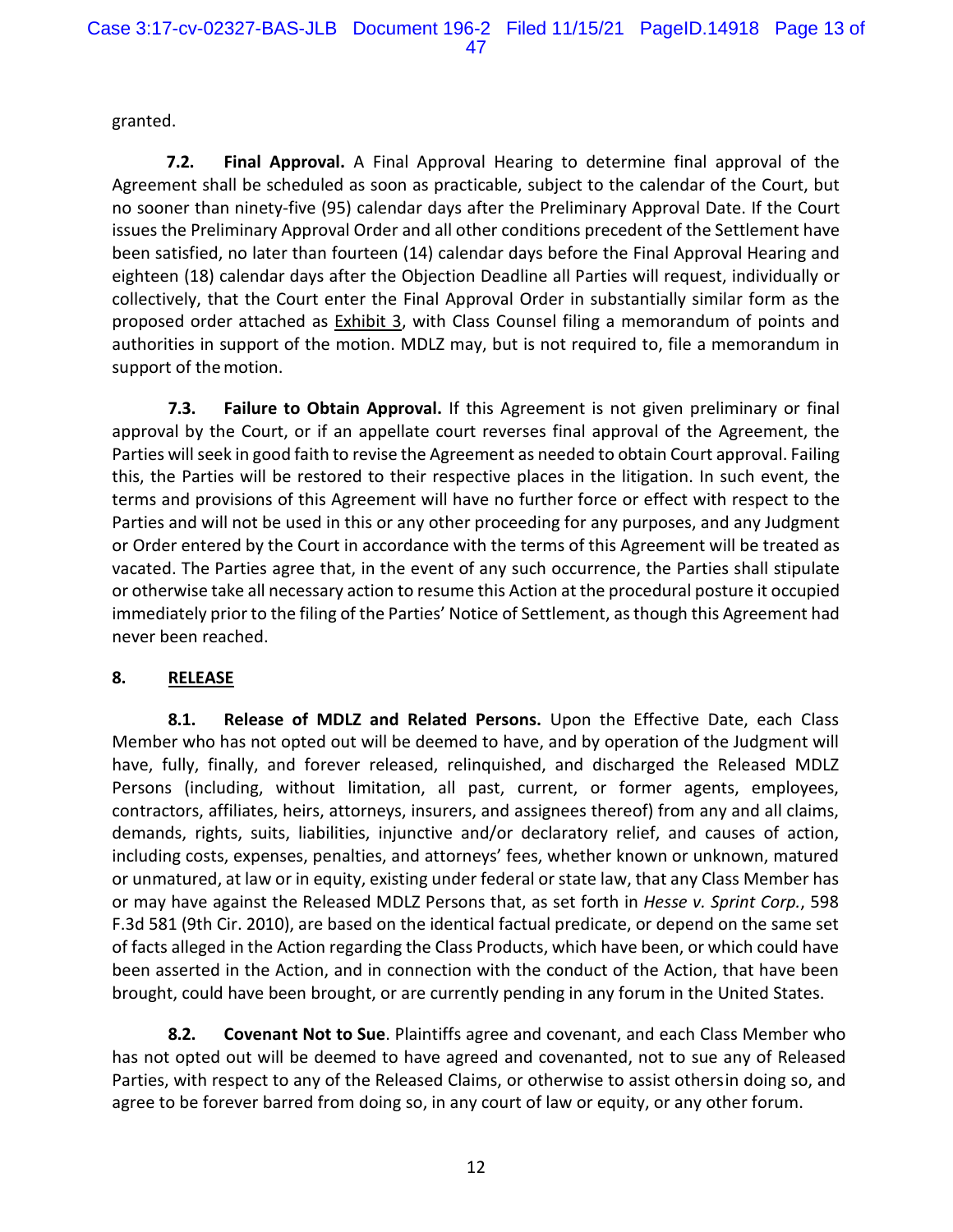granted.

**7.2. Final Approval.** A Final Approval Hearing to determine final approval of the Agreement shall be scheduled as soon as practicable, subject to the calendar of the Court, but no sooner than ninety-five (95) calendar days after the Preliminary Approval Date. If the Court issues the Preliminary Approval Order and all other conditions precedent of the Settlement have been satisfied, no later than fourteen (14) calendar days before the Final Approval Hearing and eighteen (18) calendar days after the Objection Deadline all Parties will request, individually or collectively, that the Court enter the Final Approval Order in substantially similar form as the proposed order attached as Exhibit 3, with Class Counsel filing a memorandum of points and authorities in support of the motion. MDLZ may, but is not required to, file a memorandum in support of the motion.

**7.3. Failure to Obtain Approval.** If this Agreement is not given preliminary or final approval by the Court, or if an appellate court reverses final approval of the Agreement, the Parties will seek in good faith to revise the Agreement as needed to obtain Court approval. Failing this, the Parties will be restored to their respective places in the litigation. In such event, the terms and provisions of this Agreement will have no further force or effect with respect to the Parties and will not be used in this or any other proceeding for any purposes, and any Judgment or Order entered by the Court in accordance with the terms of this Agreement will be treated as vacated. The Parties agree that, in the event of any such occurrence, the Parties shall stipulate or otherwise take all necessary action to resume this Action at the procedural posture it occupied immediately prior to the filing of the Parties' Notice of Settlement, as though this Agreement had never been reached.

## 8. RELEASE

**8.1. Release of MDLZ and Related Persons.** Upon the Effective Date, each Class Member who has not opted out will be deemed to have, and by operation of the Judgment will have, fully, finally, and forever released, relinquished, and discharged the Released MDLZ Persons (including, without limitation, all past, current, or former agents, employees, contractors, affiliates, heirs, attorneys, insurers, and assignees thereof) from any and all claims, demands, rights, suits, liabilities, injunctive and/or declaratory relief, and causes of action, including costs, expenses, penalties, and attorneys' fees, whether known or unknown, matured or unmatured, at law or in equity, existing under federal or state law, that any Class Member has or may have against the Released MDLZ Persons that, as set forth in *Hesse v. Sprint Corp.*, 598 F.3d 581 (9th Cir. 2010), are based on the identical factual predicate, or depend on the same set of facts alleged in the Action regarding the Class Products, which have been, or which could have been asserted in the Action, and in connection with the conduct of the Action, that have been brought, could have been brought, or are currently pending in any forum in the United States.

**8.2. Covenant Not to Sue**. Plaintiffs agree and covenant, and each Class Member who has not opted out will be deemed to have agreed and covenanted, not to sue any of Released Parties, with respect to any of the Released Claims, or otherwise to assist othersin doing so, and agree to be forever barred from doing so, in any court of law or equity, or any other forum.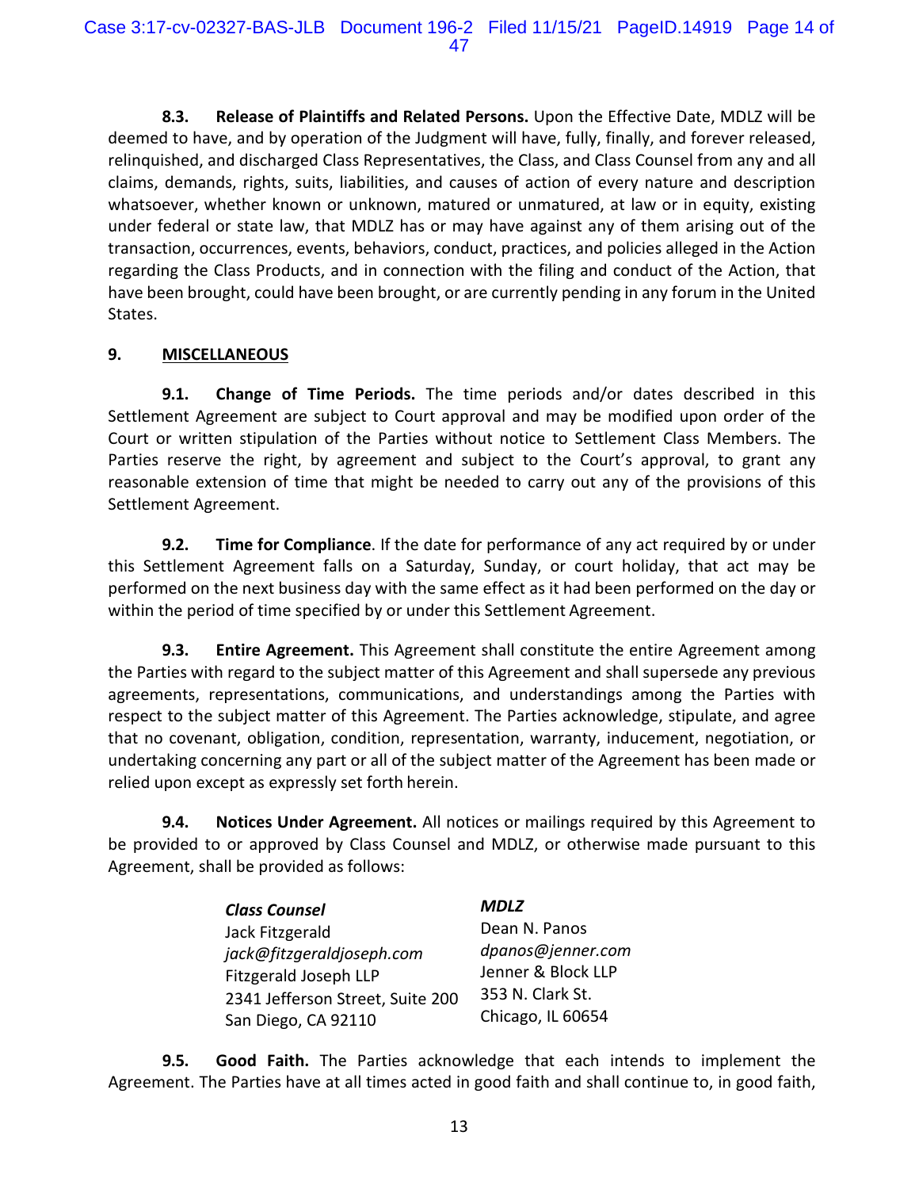**8.3. Release of Plaintiffs and Related Persons.** Upon the Effective Date, MDLZ will be deemed to have, and by operation of the Judgment will have, fully, finally, and forever released, relinquished, and discharged Class Representatives, the Class, and Class Counsel from any and all claims, demands, rights, suits, liabilities, and causes of action of every nature and description whatsoever, whether known or unknown, matured or unmatured, at law or in equity, existing under federal or state law, that MDLZ has or may have against any of them arising out of the transaction, occurrences, events, behaviors, conduct, practices, and policies alleged in the Action regarding the Class Products, and in connection with the filing and conduct of the Action, that have been brought, could have been brought, or are currently pending in any forum in the United States.

## 9. MISCELLANEOUS

**9.1. Change of Time Periods.** The time periods and/or dates described in this Settlement Agreement are subject to Court approval and may be modified upon order of the Court or written stipulation of the Parties without notice to Settlement Class Members. The Parties reserve the right, by agreement and subject to the Court's approval, to grant any reasonable extension of time that might be needed to carry out any of the provisions of this Settlement Agreement.

**9.2. Time for Compliance**. If the date for performance of any act required by or under this Settlement Agreement falls on a Saturday, Sunday, or court holiday, that act may be performed on the next business day with the same effect as it had been performed on the day or within the period of time specified by or under this Settlement Agreement.

**9.3. Entire Agreement.** This Agreement shall constitute the entire Agreement among the Parties with regard to the subject matter of this Agreement and shall supersede any previous agreements, representations, communications, and understandings among the Parties with respect to the subject matter of this Agreement. The Parties acknowledge, stipulate, and agree that no covenant, obligation, condition, representation, warranty, inducement, negotiation, or undertaking concerning any part or all of the subject matter of the Agreement has been made or relied upon except as expressly set forth herein.

**9.4. Notices Under Agreement.** All notices or mailings required by this Agreement to be provided to or approved by Class Counsel and MDLZ, or otherwise made pursuant to this Agreement, shall be provided as follows:

***Class Counsel***
Jack Fitzgerald
*jack@fitzgeraldjoseph.com*
Fitzgerald Joseph LLP
2341 Jefferson Street, Suite 200
San Diego, CA 92110

***MDLZ***
Dean N. Panos
*dpanos@jenner.com*
Jenner & Block LLP
353 N. Clark St.
Chicago, IL 60654

**9.5. Good Faith.** The Parties acknowledge that each intends to implement the Agreement. The Parties have at all times acted in good faith and shall continue to, in good faith,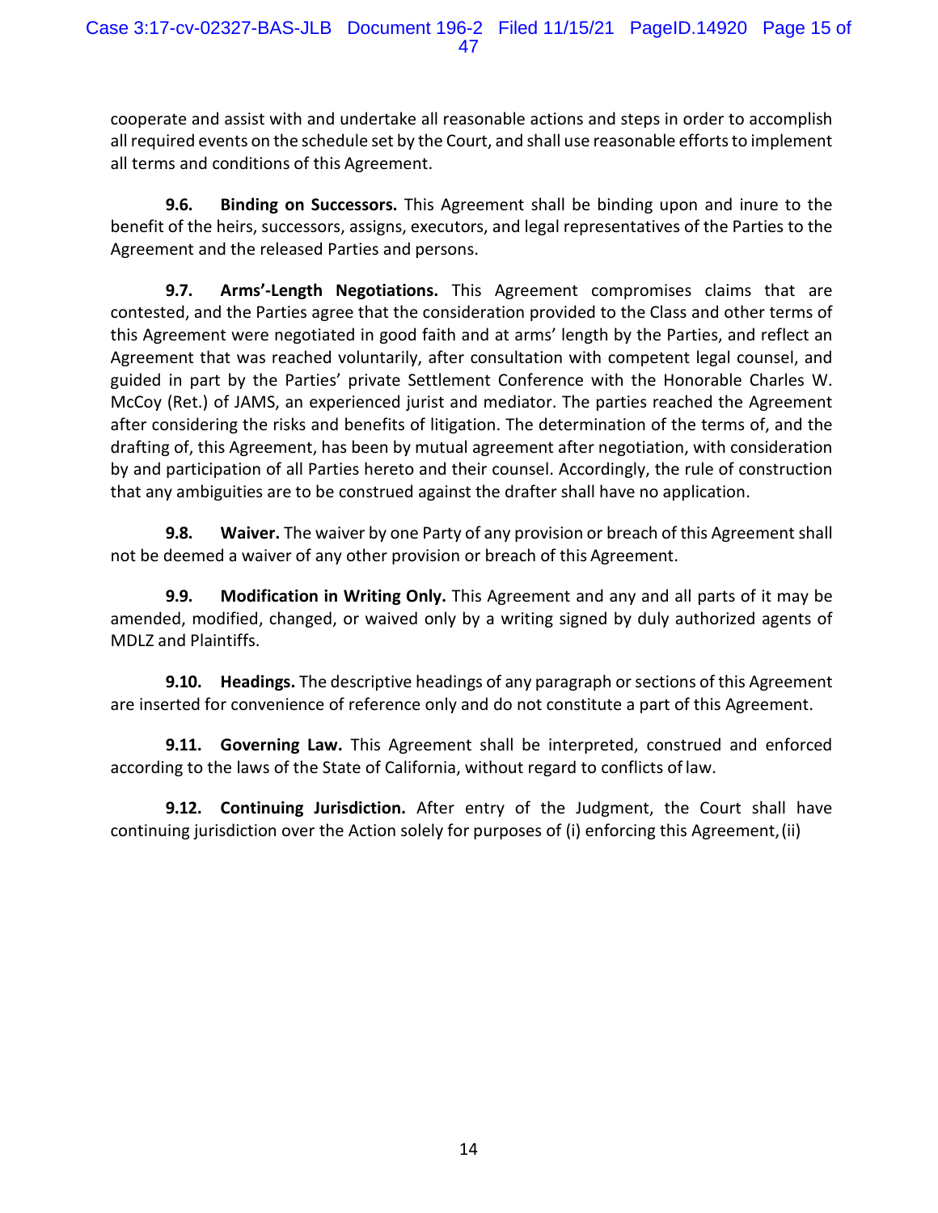cooperate and assist with and undertake all reasonable actions and steps in order to accomplish all required events on the schedule set by the Court, and shall use reasonable efforts to implement all terms and conditions of this Agreement.

**9.6. Binding on Successors.** This Agreement shall be binding upon and inure to the benefit of the heirs, successors, assigns, executors, and legal representatives of the Parties to the Agreement and the released Parties and persons.

**9.7. Arms'-Length Negotiations.** This Agreement compromises claims that are contested, and the Parties agree that the consideration provided to the Class and other terms of this Agreement were negotiated in good faith and at arms' length by the Parties, and reflect an Agreement that was reached voluntarily, after consultation with competent legal counsel, and guided in part by the Parties' private Settlement Conference with the Honorable Charles W. McCoy (Ret.) of JAMS, an experienced jurist and mediator. The parties reached the Agreement after considering the risks and benefits of litigation. The determination of the terms of, and the drafting of, this Agreement, has been by mutual agreement after negotiation, with consideration by and participation of all Parties hereto and their counsel. Accordingly, the rule of construction that any ambiguities are to be construed against the drafter shall have no application.

**9.8. Waiver.** The waiver by one Party of any provision or breach of this Agreement shall not be deemed a waiver of any other provision or breach of this Agreement.

**9.9. Modification in Writing Only.** This Agreement and any and all parts of it may be amended, modified, changed, or waived only by a writing signed by duly authorized agents of MDLZ and Plaintiffs.

**9.10. Headings.** The descriptive headings of any paragraph or sections of this Agreement are inserted for convenience of reference only and do not constitute a part of this Agreement.

**9.11. Governing Law.** This Agreement shall be interpreted, construed and enforced according to the laws of the State of California, without regard to conflicts of law.

**9.12. Continuing Jurisdiction.** After entry of the Judgment, the Court shall have continuing jurisdiction over the Action solely for purposes of (i) enforcing this Agreement, (ii)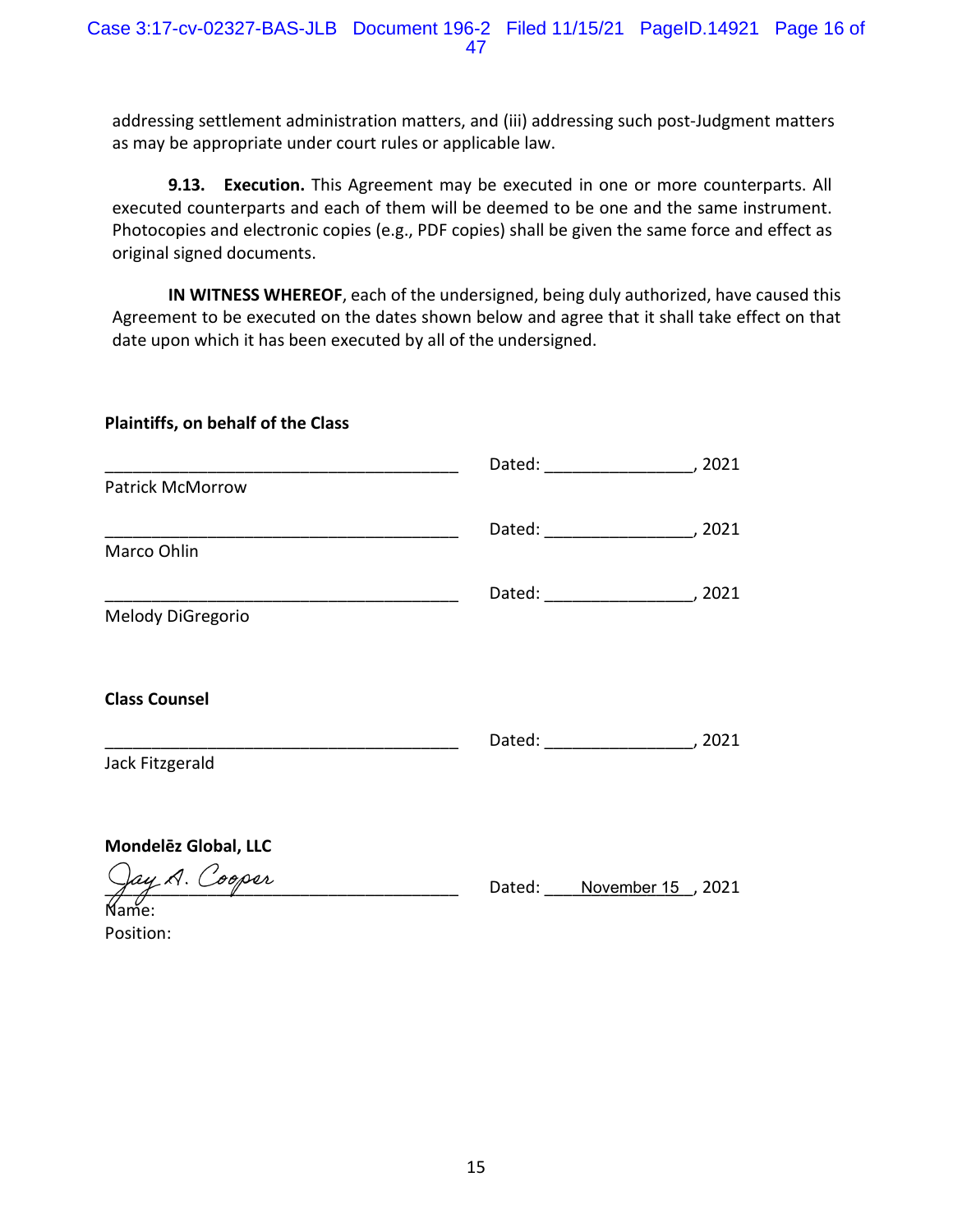addressing settlement administration matters, and (iii) addressing such post-Judgment matters as may be appropriate under court rules or applicable law.

**9.13. Execution.** This Agreement may be executed in one or more counterparts. All executed counterparts and each of them will be deemed to be one and the same instrument. Photocopies and electronic copies (e.g., PDF copies) shall be given the same force and effect as original signed documents.

**IN WITNESS WHEREOF**, each of the undersigned, being duly authorized, have caused this Agreement to be executed on the dates shown below and agree that it shall take effect on that date upon which it has been executed by all of the undersigned.

**Plaintiffs, on behalf of the Class**

_______________________________________ Dated: ________________, 2021
Patrick McMorrow

_______________________________________ Dated: ________________, 2021
Marco Ohlin

_______________________________________ Dated: ________________, 2021
Melody DiGregorio

**Class Counsel**

_______________________________________ Dated: ________________, 2021
Jack Fitzgerald

**Mondelēz Global, LLC**

Jay A. Cooper _______________________________ Dated: November 15, 2021
Name:
Position: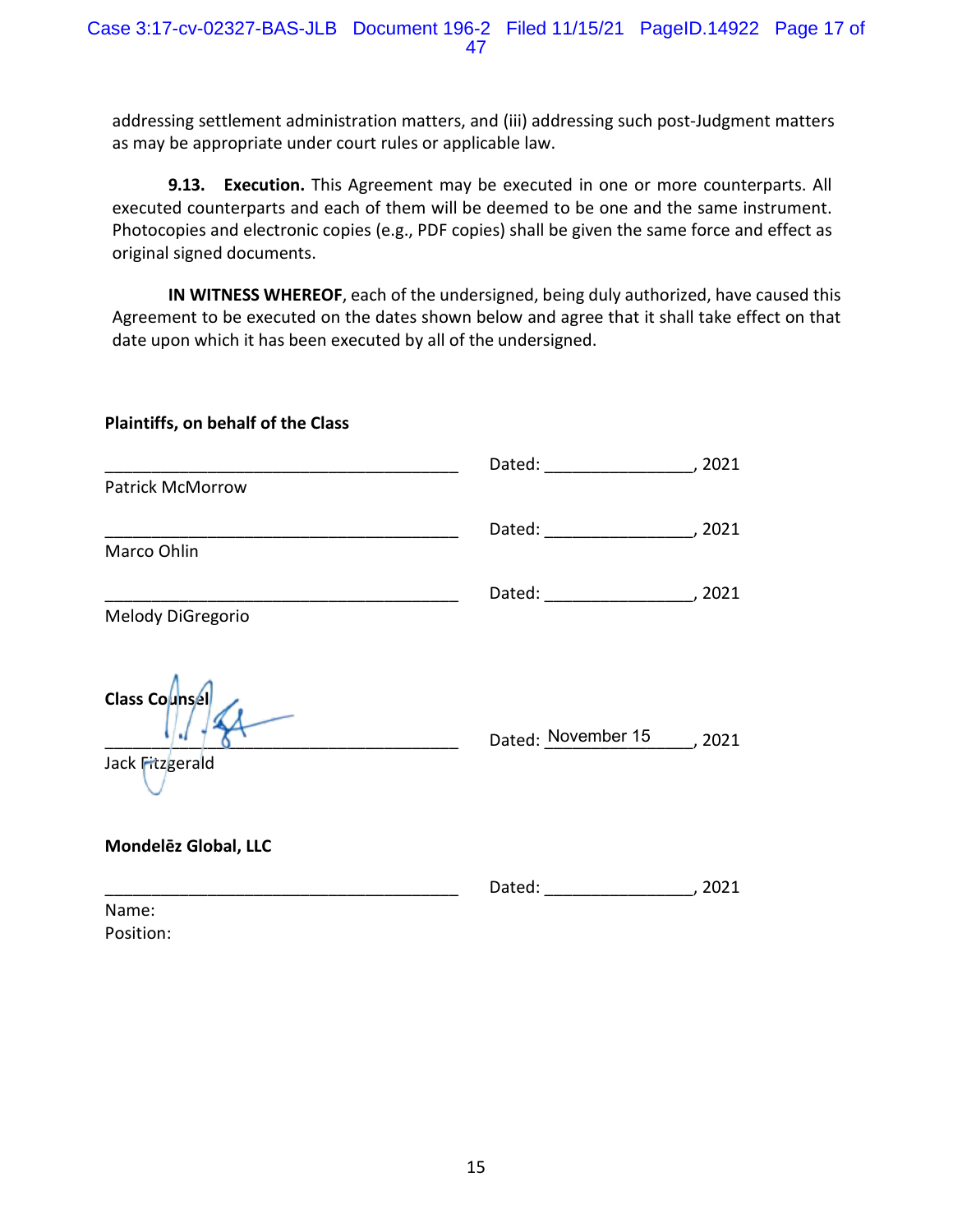addressing settlement administration matters, and (iii) addressing such post-Judgment matters as may be appropriate under court rules or applicable law.

**9.13. Execution.** This Agreement may be executed in one or more counterparts. All executed counterparts and each of them will be deemed to be one and the same instrument. Photocopies and electronic copies (e.g., PDF copies) shall be given the same force and effect as original signed documents.

**IN WITNESS WHEREOF**, each of the undersigned, being duly authorized, have caused this Agreement to be executed on the dates shown below and agree that it shall take effect on that date upon which it has been executed by all of the undersigned.

**Plaintiffs, on behalf of the Class**

______________________________________ Dated: ________________, 2021
Patrick McMorrow

______________________________________ Dated: ________________, 2021
Marco Ohlin

______________________________________ Dated: ________________, 2021
Melody DiGregorio

**Class Counsel**

______________________________________ Dated: November 15, 2021
Jack Fitzgerald

**Mondelēz Global, LLC**

______________________________________ Dated: ________________, 2021
Name:
Position: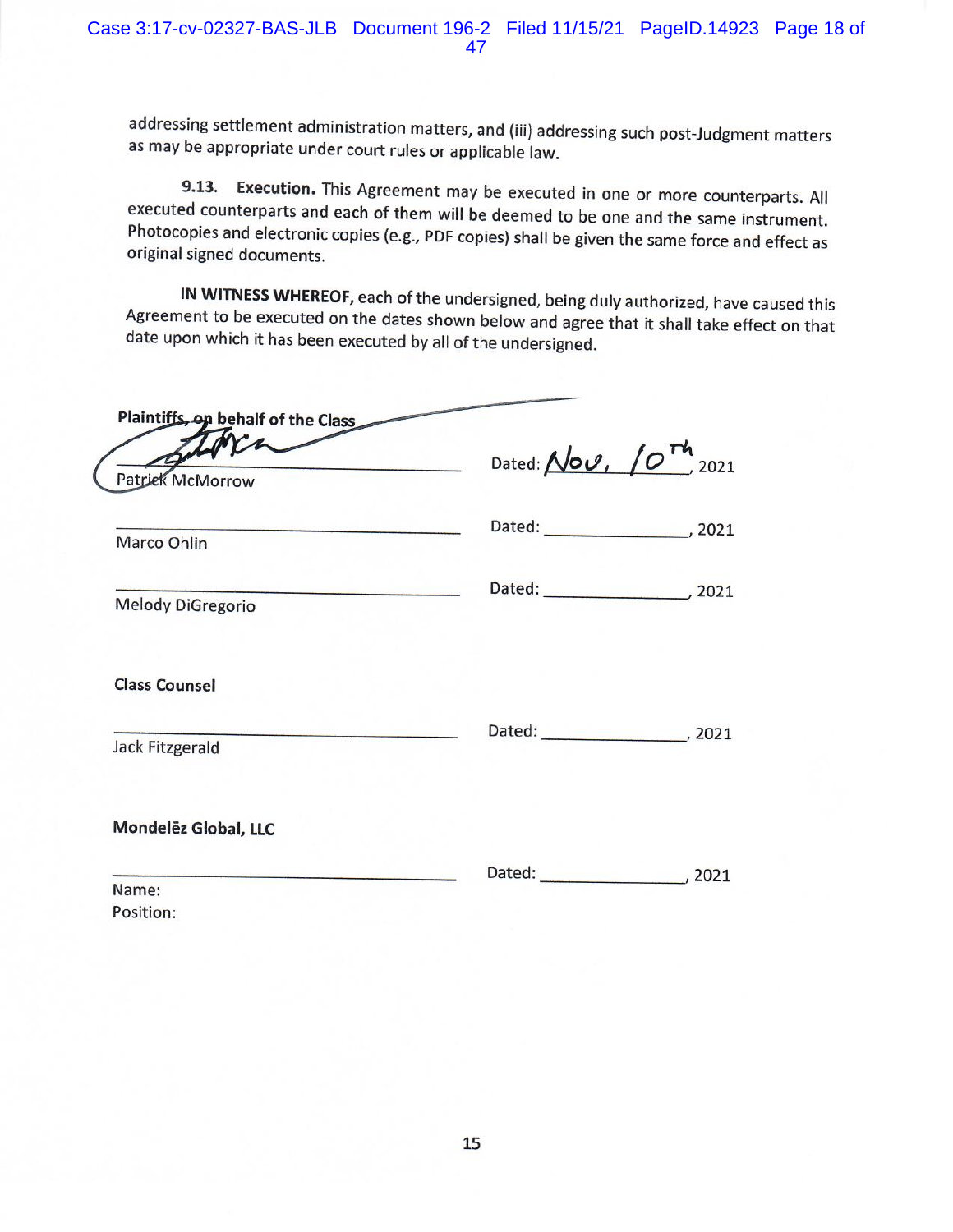addressing settlement administration matters, and (iii) addressing such post-Judgment matters as may be appropriate under court rules or applicable law.

**9.13. Execution.** This Agreement may be executed in one or more counterparts. All executed counterparts and each of them will be deemed to be one and the same instrument. Photocopies and electronic copies (e.g., PDF copies) shall be given the same force and effect as original signed documents.

**IN WITNESS WHEREOF,** each of the undersigned, being duly authorized, have caused this Agreement to be executed on the dates shown below and agree that it shall take effect on that date upon which it has been executed by all of the undersigned.

**Plaintiffs, on behalf of the Class**

______________________________ Dated: Nov, 10th, 2021
Patrick McMorrow

______________________________ Dated: ______________, 2021
Marco Ohlin

______________________________ Dated: ______________, 2021
Melody DiGregorio

**Class Counsel**

______________________________ Dated: ______________, 2021
Jack Fitzgerald

**Mondelēz Global, LLC**

______________________________ Dated: ______________, 2021
Name:
Position: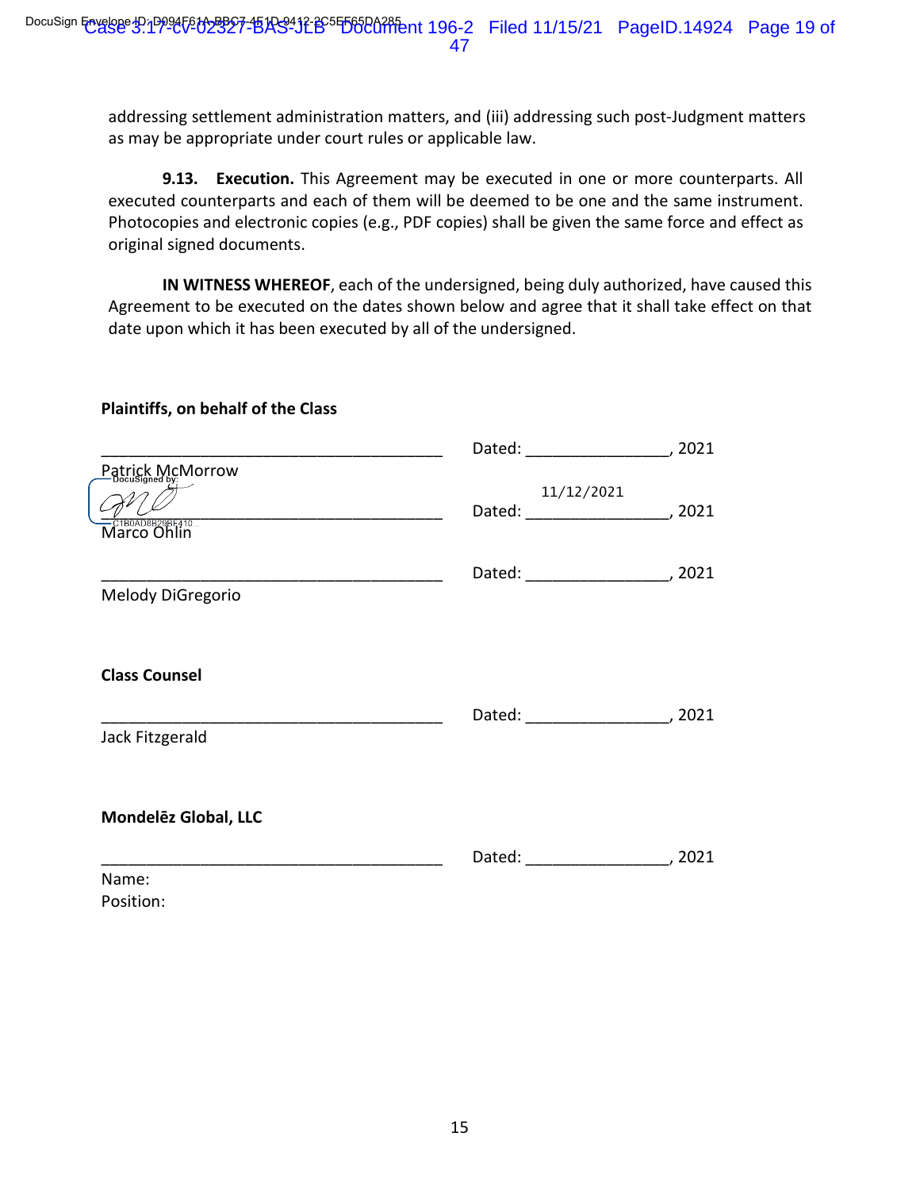addressing settlement administration matters, and (iii) addressing such post-Judgment matters as may be appropriate under court rules or applicable law.

**9.13. Execution.** This Agreement may be executed in one or more counterparts. All executed counterparts and each of them will be deemed to be one and the same instrument. Photocopies and electronic copies (e.g., PDF copies) shall be given the same force and effect as original signed documents.

**IN WITNESS WHEREOF**, each of the undersigned, being duly authorized, have caused this Agreement to be executed on the dates shown below and agree that it shall take effect on that date upon which it has been executed by all of the undersigned.

**Plaintiffs, on behalf of the Class**

_______________________________________ Dated: ________________, 2021
Patrick McMorrow

DocuSigned by:
_______________________________________ Dated: 11/12/2021, 2021
C1B0AD8B29BF410...
Marco Ohlin

_______________________________________ Dated: ________________, 2021
Melody DiGregorio

**Class Counsel**

_______________________________________ Dated: ________________, 2021
Jack Fitzgerald

**Mondelēz Global, LLC**

_______________________________________ Dated: ________________, 2021
Name:
Position: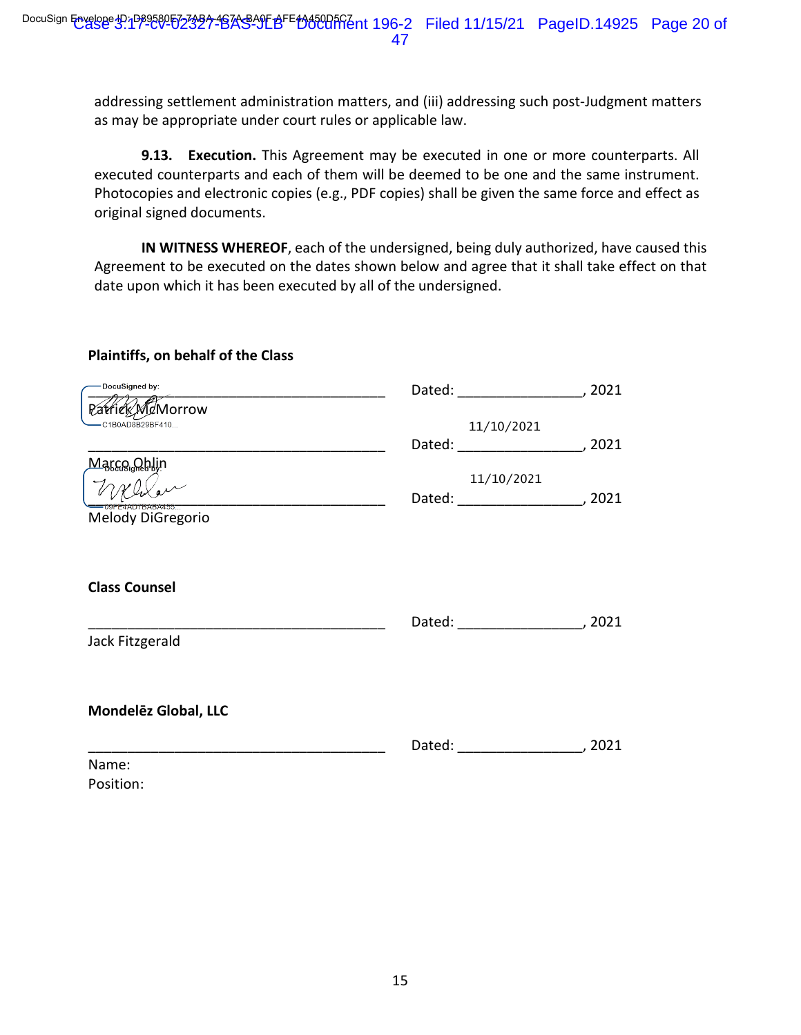addressing settlement administration matters, and (iii) addressing such post-Judgment matters as may be appropriate under court rules or applicable law.

**9.13. Execution.** This Agreement may be executed in one or more counterparts. All executed counterparts and each of them will be deemed to be one and the same instrument. Photocopies and electronic copies (e.g., PDF copies) shall be given the same force and effect as original signed documents.

**IN WITNESS WHEREOF**, each of the undersigned, being duly authorized, have caused this Agreement to be executed on the dates shown below and agree that it shall take effect on that date upon which it has been executed by all of the undersigned.

**Plaintiffs, on behalf of the Class**

DocuSigned by:
_______________________________________ Dated: ________________, 2021
Patrick McMorrow
C1B0AD8B29BF410...

_______________________________________ Dated: 11/10/2021, 2021
Marco Ohlin

DocuSigned by:
_______________________________________ Dated: 11/10/2021, 2021
09FE4AD7BABA455...
Melody DiGregorio

**Class Counsel**

_______________________________________ Dated: ________________, 2021
Jack Fitzgerald

**Mondelēz Global, LLC**

_______________________________________ Dated: ________________, 2021
Name:
Position: